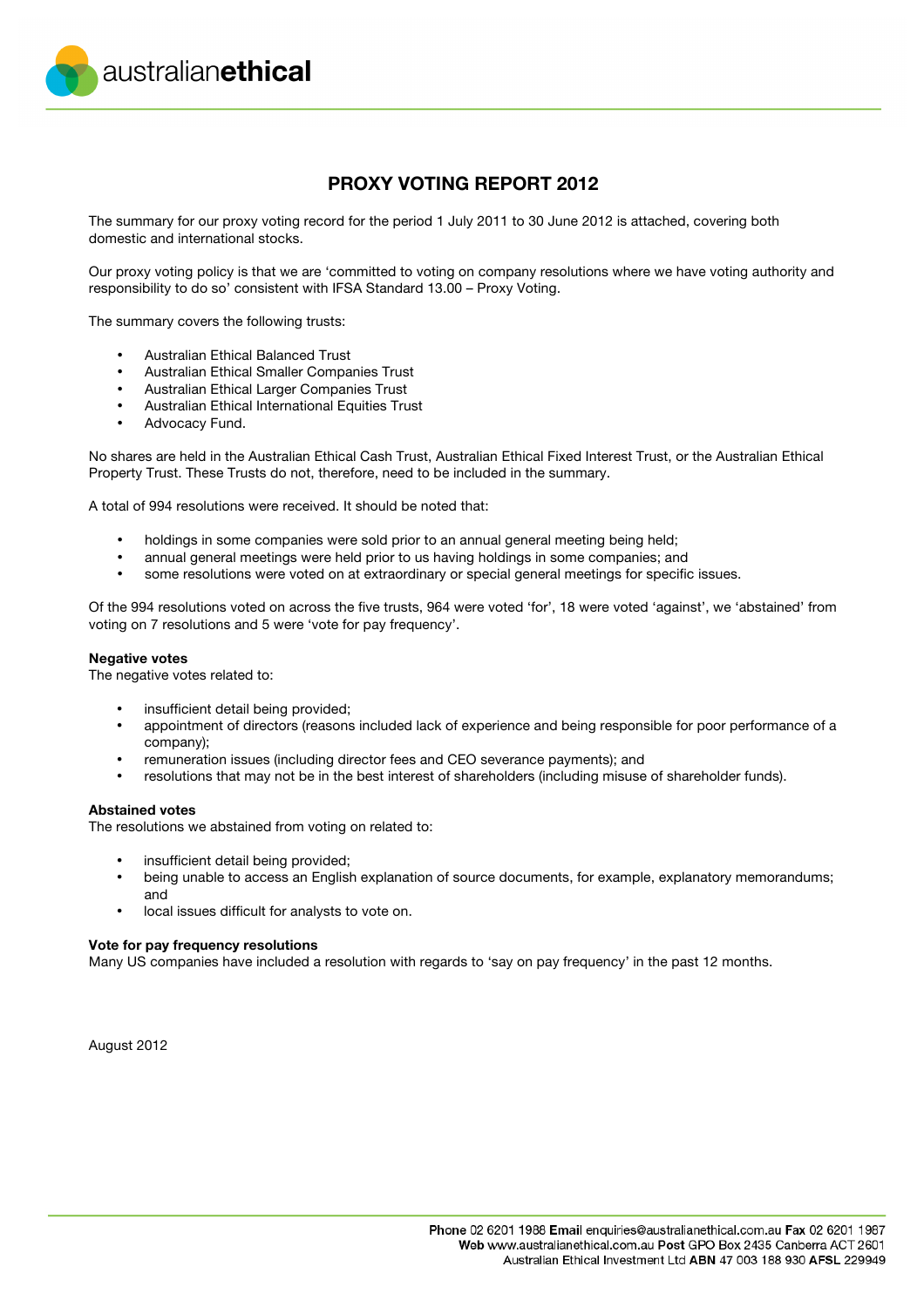# PROXY VOTING REPORT 2012

The summary for our proxy voting record for the period 1 July 2011 to 30 June 2012 is attached, covering both domestic and international stocks.

Our proxy voting policy is that we are 'committed to voting on company resolutions where we have voting authority and responsibility to do so' consistent with IFSA Standard 13.00 – Proxy Voting.

The summary covers the following trusts:

- Australian Ethical Balanced Trust
- Australian Ethical Smaller Companies Trust
- Australian Ethical Larger Companies Trust
- Australian Ethical International Equities Trust
- Advocacy Fund.

No shares are held in the Australian Ethical Cash Trust, Australian Ethical Fixed Interest Trust, or the Australian Ethical Property Trust. These Trusts do not, therefore, need to be included in the summary.

A total of 994 resolutions were received. It should be noted that:

- holdings in some companies were sold prior to an annual general meeting being held;
- annual general meetings were held prior to us having holdings in some companies; and
- some resolutions were voted on at extraordinary or special general meetings for specific issues.

Of the 994 resolutions voted on across the five trusts, 964 were voted 'for', 18 were voted 'against', we 'abstained' from voting on 7 resolutions and 5 were 'vote for pay frequency'.

**Negative votes**
The negative votes related to:

- insufficient detail being provided;
- appointment of directors (reasons included lack of experience and being responsible for poor performance of a company);
- remuneration issues (including director fees and CEO severance payments); and
- resolutions that may not be in the best interest of shareholders (including misuse of shareholder funds).

**Abstained votes**
The resolutions we abstained from voting on related to:

- insufficient detail being provided;
- being unable to access an English explanation of source documents, for example, explanatory memorandums; and
- local issues difficult for analysts to vote on.

**Vote for pay frequency resolutions**
Many US companies have included a resolution with regards to 'say on pay frequency' in the past 12 months.

August 2012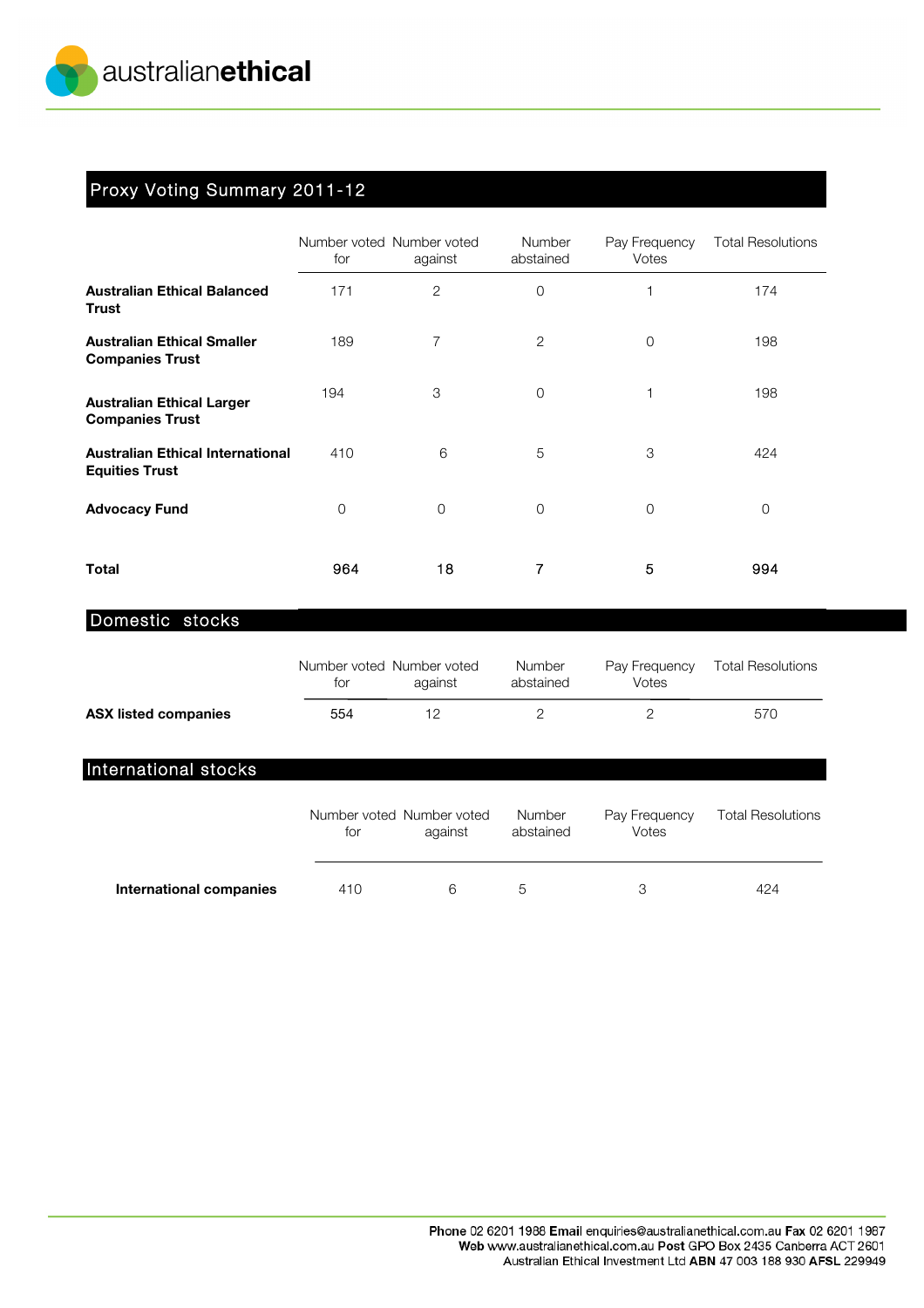## Proxy Voting Summary 2011-12

| | Number voted for | Number voted against | Number abstained | Pay Frequency Votes | Total Resolutions |
|---|---|---|---|---|---|
| **Australian Ethical Balanced Trust** | 171 | 2 | 0 | 1 | 174 |
| **Australian Ethical Smaller Companies Trust** | 189 | 7 | 2 | 0 | 198 |
| **Australian Ethical Larger Companies Trust** | 194 | 3 | 0 | 1 | 198 |
| **Australian Ethical International Equities Trust** | 410 | 6 | 5 | 3 | 424 |
| **Advocacy Fund** | 0 | 0 | 0 | 0 | 0 |
| **Total** | 964 | 18 | 7 | 5 | 994 |

## Domestic stocks

| | Number voted for | Number voted against | Number abstained | Pay Frequency Votes | Total Resolutions |
|---|---|---|---|---|---|
| **ASX listed companies** | 554 | 12 | 2 | 2 | 570 |

## International stocks

| | Number voted for | Number voted against | Number abstained | Pay Frequency Votes | Total Resolutions |
|---|---|---|---|---|---|
| **International companies** | 410 | 6 | 5 | 3 | 424 |

**Phone** 02 6201 1988 **Email** enquiries@australianethical.com.au **Fax** 02 6201 1987
**Web** www.australianethical.com.au **Post** GPO Box 2435 Canberra ACT 2601
Australian Ethical Investment Ltd **ABN** 47 003 188 930 **AFSL** 229949